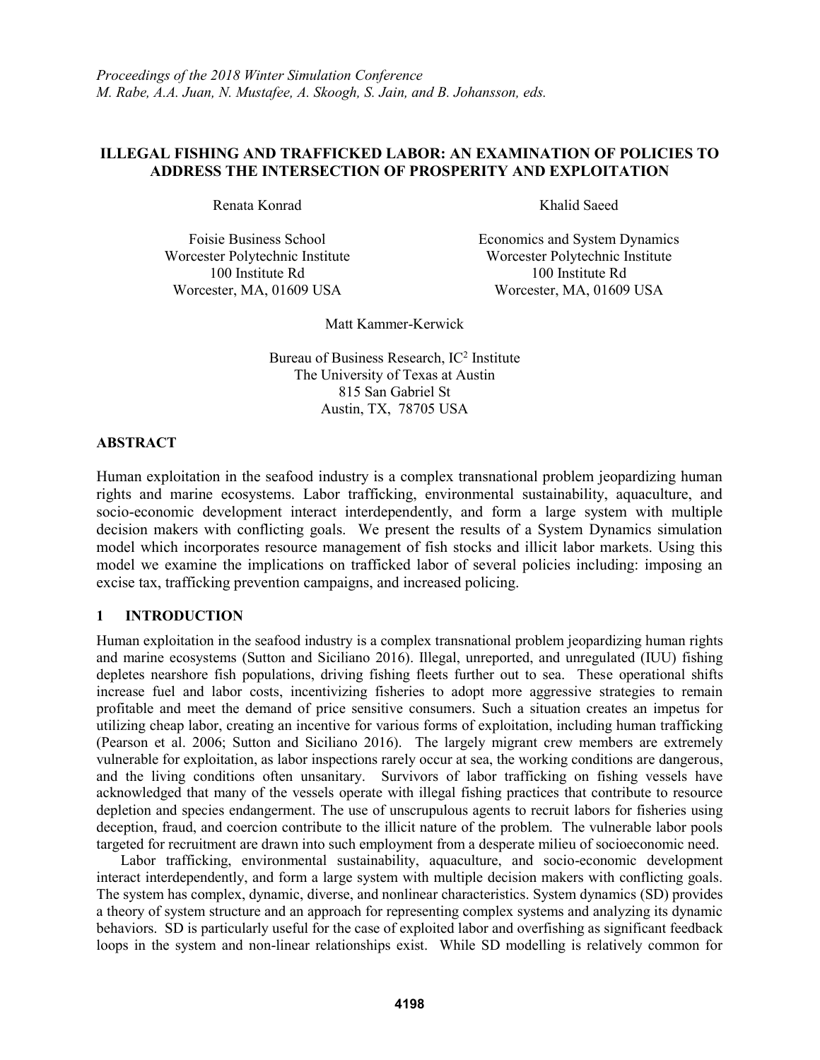*Proceedings of the 2018 Winter Simulation Conference*
*M. Rabe, A.A. Juan, N. Mustafee, A. Skoogh, S. Jain, and B. Johansson, eds.*

# ILLEGAL FISHING AND TRAFFICKED LABOR: AN EXAMINATION OF POLICIES TO ADDRESS THE INTERSECTION OF PROSPERITY AND EXPLOITATION

Renata Konrad

Foisie Business School
Worcester Polytechnic Institute
100 Institute Rd
Worcester, MA, 01609 USA

Khalid Saeed

Economics and System Dynamics
Worcester Polytechnic Institute
100 Institute Rd
Worcester, MA, 01609 USA

Matt Kammer-Kerwick

Bureau of Business Research, IC[2] Institute
The University of Texas at Austin
815 San Gabriel St
Austin, TX, 78705 USA

## ABSTRACT

Human exploitation in the seafood industry is a complex transnational problem jeopardizing human rights and marine ecosystems. Labor trafficking, environmental sustainability, aquaculture, and socio-economic development interact interdependently, and form a large system with multiple decision makers with conflicting goals. We present the results of a System Dynamics simulation model which incorporates resource management of fish stocks and illicit labor markets. Using this model we examine the implications on trafficked labor of several policies including: imposing an excise tax, trafficking prevention campaigns, and increased policing.

## 1 INTRODUCTION

Human exploitation in the seafood industry is a complex transnational problem jeopardizing human rights and marine ecosystems (Sutton and Siciliano 2016). Illegal, unreported, and unregulated (IUU) fishing depletes nearshore fish populations, driving fishing fleets further out to sea. These operational shifts increase fuel and labor costs, incentivizing fisheries to adopt more aggressive strategies to remain profitable and meet the demand of price sensitive consumers. Such a situation creates an impetus for utilizing cheap labor, creating an incentive for various forms of exploitation, including human trafficking (Pearson et al. 2006; Sutton and Siciliano 2016). The largely migrant crew members are extremely vulnerable for exploitation, as labor inspections rarely occur at sea, the working conditions are dangerous, and the living conditions often unsanitary. Survivors of labor trafficking on fishing vessels have acknowledged that many of the vessels operate with illegal fishing practices that contribute to resource depletion and species endangerment. The use of unscrupulous agents to recruit labors for fisheries using deception, fraud, and coercion contribute to the illicit nature of the problem. The vulnerable labor pools targeted for recruitment are drawn into such employment from a desperate milieu of socioeconomic need.

Labor trafficking, environmental sustainability, aquaculture, and socio-economic development interact interdependently, and form a large system with multiple decision makers with conflicting goals. The system has complex, dynamic, diverse, and nonlinear characteristics. System dynamics (SD) provides a theory of system structure and an approach for representing complex systems and analyzing its dynamic behaviors. SD is particularly useful for the case of exploited labor and overfishing as significant feedback loops in the system and non-linear relationships exist. While SD modelling is relatively common for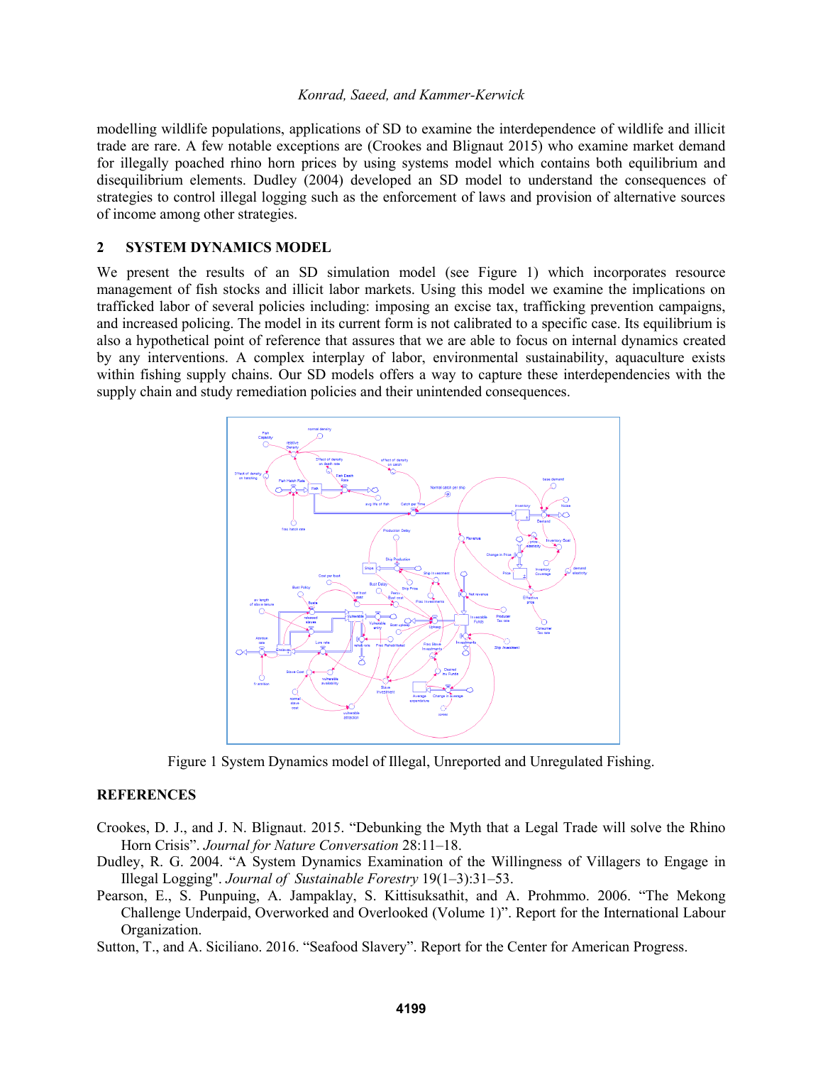modelling wildlife populations, applications of SD to examine the interdependence of wildlife and illicit trade are rare. A few notable exceptions are (Crookes and Blignaut 2015) who examine market demand for illegally poached rhino horn prices by using systems model which contains both equilibrium and disequilibrium elements. Dudley (2004) developed an SD model to understand the consequences of strategies to control illegal logging such as the enforcement of laws and provision of alternative sources of income among other strategies.

## 2 SYSTEM DYNAMICS MODEL

We present the results of an SD simulation model (see Figure 1) which incorporates resource management of fish stocks and illicit labor markets. Using this model we examine the implications on trafficked labor of several policies including: imposing an excise tax, trafficking prevention campaigns, and increased policing. The model in its current form is not calibrated to a specific case. Its equilibrium is also a hypothetical point of reference that assures that we are able to focus on internal dynamics created by any interventions. A complex interplay of labor, environmental sustainability, aquaculture exists within fishing supply chains. Our SD models offers a way to capture these interdependencies with the supply chain and study remediation policies and their unintended consequences.

Figure 1 System Dynamics model of Illegal, Unreported and Unregulated Fishing.

## REFERENCES

Crookes, D. J., and J. N. Blignaut. 2015. "Debunking the Myth that a Legal Trade will solve the Rhino Horn Crisis". *Journal for Nature Conversation* 28:11–18.

Dudley, R. G. 2004. "A System Dynamics Examination of the Willingness of Villagers to Engage in Illegal Logging". *Journal of Sustainable Forestry* 19(1–3):31–53.

Pearson, E., S. Punpuing, A. Jampaklay, S. Kittisuksathit, and A. Prohmmo. 2006. "The Mekong Challenge Underpaid, Overworked and Overlooked (Volume 1)". Report for the International Labour Organization.

Sutton, T., and A. Siciliano. 2016. "Seafood Slavery". Report for the Center for American Progress.